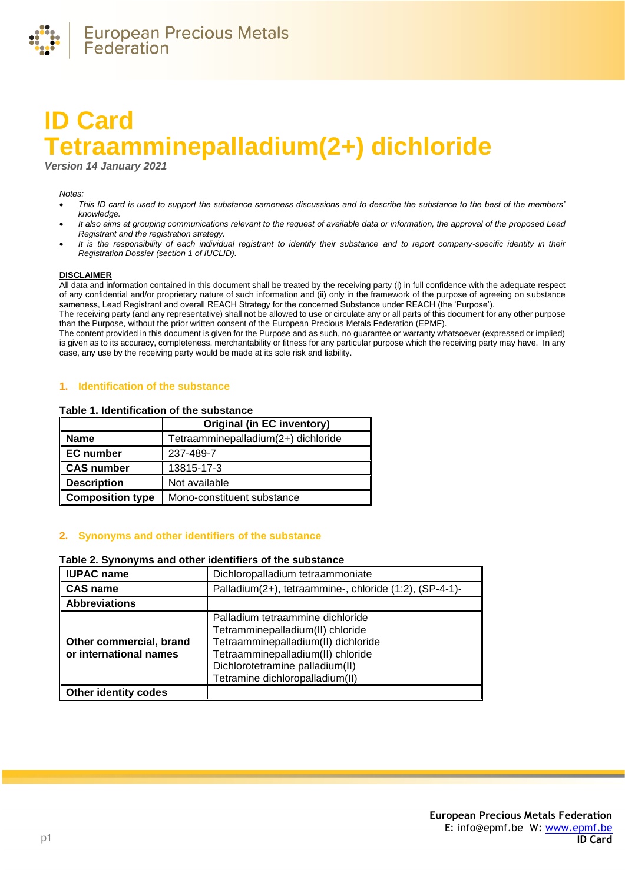# ID Card
# Tetraamminepalladium(2+) dichloride

***Version 14 January 2021***

*Notes:*

- *This ID card is used to support the substance sameness discussions and to describe the substance to the best of the members' knowledge.*
- *It also aims at grouping communications relevant to the request of available data or information, the approval of the proposed Lead Registrant and the registration strategy.*
- *It is the responsibility of each individual registrant to identify their substance and to report company-specific identity in their Registration Dossier (section 1 of IUCLID).*

**DISCLAIMER**

All data and information contained in this document shall be treated by the receiving party (i) in full confidence with the adequate respect of any confidential and/or proprietary nature of such information and (ii) only in the framework of the purpose of agreeing on substance sameness, Lead Registrant and overall REACH Strategy for the concerned Substance under REACH (the 'Purpose').
The receiving party (and any representative) shall not be allowed to use or circulate any or all parts of this document for any other purpose than the Purpose, without the prior written consent of the European Precious Metals Federation (EPMF).
The content provided in this document is given for the Purpose and as such, no guarantee or warranty whatsoever (expressed or implied) is given as to its accuracy, completeness, merchantability or fitness for any particular purpose which the receiving party may have. In any case, any use by the receiving party would be made at its sole risk and liability.

## 1. Identification of the substance

**Table 1. Identification of the substance**

| | **Original (in EC inventory)** |
|---|---|
| **Name** | Tetraamminepalladium(2+) dichloride |
| **EC number** | 237-489-7 |
| **CAS number** | 13815-17-3 |
| **Description** | Not available |
| **Composition type** | Mono-constituent substance |

## 2. Synonyms and other identifiers of the substance

**Table 2. Synonyms and other identifiers of the substance**

| **IUPAC name** | Dichloropalladium tetraammoniate |
|---|---|
| **CAS name** | Palladium(2+), tetraammine-, chloride (1:2), (SP-4-1)- |
| **Abbreviations** | |
| **Other commercial, brand or international names** | Palladium tetraammine dichloride<br>Tetramminepalladium(II) chloride<br>Tetraamminepalladium(II) dichloride<br>Tetraamminepalladium(II) chloride<br>Dichlorotetramine palladium(II)<br>Tetramine dichloropalladium(II) |
| **Other identity codes** | |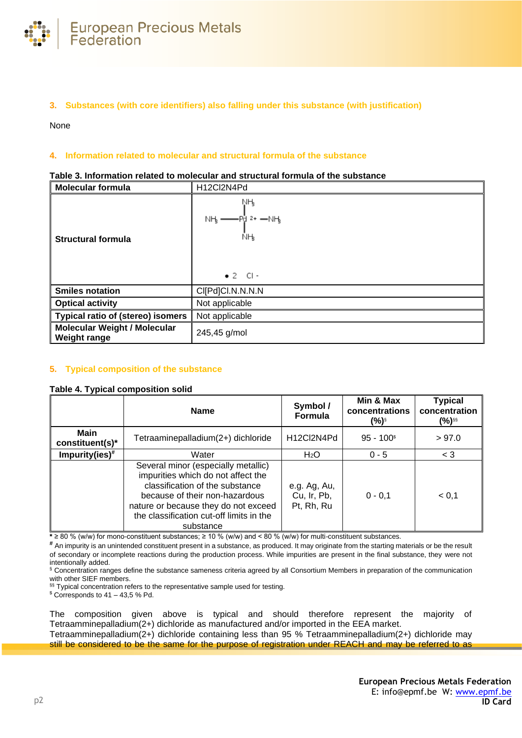## 3. Substances (with core identifiers) also falling under this substance (with justification)

None

## 4. Information related to molecular and structural formula of the substance

**Table 3. Information related to molecular and structural formula of the substance**

| Molecular formula | H12Cl2N4Pd |
|---|---|
| Structural formula | $[Pd(NH_3)_4]^{2+} \cdot 2\ Cl^-$ |
| Smiles notation | Cl[Pd]Cl.N.N.N.N |
| Optical activity | Not applicable |
| Typical ratio of (stereo) isomers | Not applicable |
| Molecular Weight / Molecular Weight range | 245,45 g/mol |

## 5. Typical composition of the substance

**Table 4. Typical composition solid**

| | Name | Symbol / Formula | Min & Max concentrations (%)[§] | Typical concentration (%)[§§] |
|---|---|---|---|---|
| Main constituent(s)* | Tetraamminepalladium(2+) dichloride | H12Cl2N4Pd | 95 - 100[$] | > 97.0 |
| Impurity(ies)[#] | Water | $H_2O$ | 0 - 5 | < 3 |
| | Several minor (especially metallic) impurities which do not affect the classification of the substance because of their non-hazardous nature or because they do not exceed the classification cut-off limits in the substance | e.g. Ag, Au, Cu, Ir, Pb, Pt, Rh, Ru | 0 - 0,1 | < 0,1 |

* ≥ 80 % (w/w) for mono-constituent substances; ≥ 10 % (w/w) and < 80 % (w/w) for multi-constituent substances.

[#] An impurity is an unintended constituent present in a substance, as produced. It may originate from the starting materials or be the result of secondary or incomplete reactions during the production process. While impurities are present in the final substance, they were not intentionally added.

[§] Concentration ranges define the substance sameness criteria agreed by all Consortium Members in preparation of the communication with other SIEF members.

[§§] Typical concentration refers to the representative sample used for testing.

[$] Corresponds to 41 – 43,5 % Pd.

The composition given above is typical and should therefore represent the majority of Tetraamminepalladium(2+) dichloride as manufactured and/or imported in the EEA market. Tetraamminepalladium(2+) dichloride containing less than 95 % Tetraamminepalladium(2+) dichloride may still be considered to be the same for the purpose of registration under REACH and may be referred to as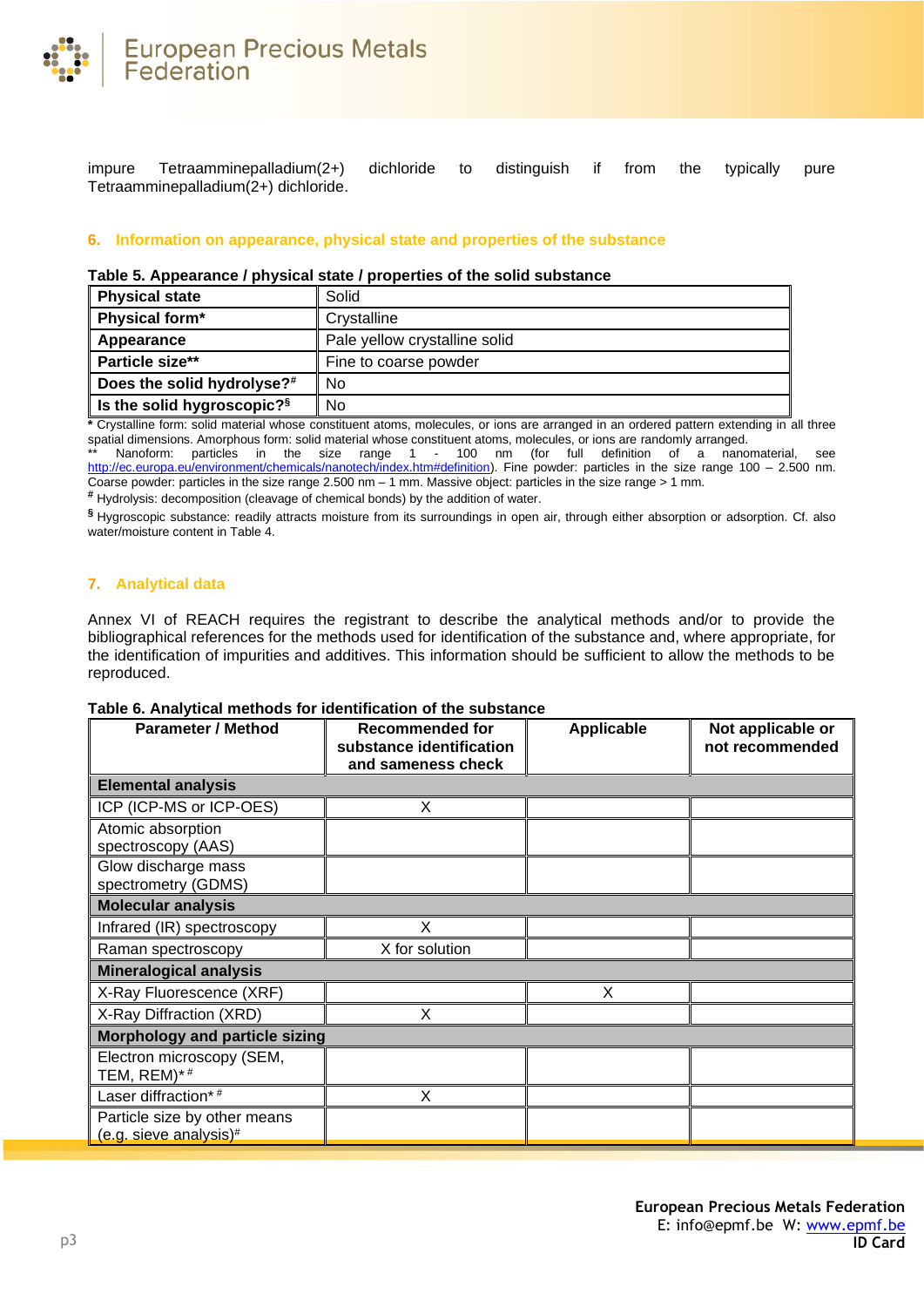impure Tetraamminepalladium(2+) dichloride to distinguish if from the typically pure Tetraamminepalladium(2+) dichloride.

## 6. Information on appearance, physical state and properties of the substance

**Table 5. Appearance / physical state / properties of the solid substance**

| Property | Value |
|---|---|
| **Physical state** | Solid |
| **Physical form*** | Crystalline |
| **Appearance** | Pale yellow crystalline solid |
| **Particle size**** | Fine to coarse powder |
| **Does the solid hydrolyse?#** | No |
| **Is the solid hygroscopic?§** | No |

**\*** Crystalline form: solid material whose constituent atoms, molecules, or ions are arranged in an ordered pattern extending in all three spatial dimensions. Amorphous form: solid material whose constituent atoms, molecules, or ions are randomly arranged.
** Nanoform: particles in the size range 1 - 100 nm (for full definition of a nanomaterial, see http://ec.europa.eu/environment/chemicals/nanotech/index.htm#definition). Fine powder: particles in the size range 100 – 2.500 nm. Coarse powder: particles in the size range 2.500 nm – 1 mm. Massive object: particles in the size range > 1 mm.
**#** Hydrolysis: decomposition (cleavage of chemical bonds) by the addition of water.
**§** Hygroscopic substance: readily attracts moisture from its surroundings in open air, through either absorption or adsorption. Cf. also water/moisture content in Table 4.

## 7. Analytical data

Annex VI of REACH requires the registrant to describe the analytical methods and/or to provide the bibliographical references for the methods used for identification of the substance and, where appropriate, for the identification of impurities and additives. This information should be sufficient to allow the methods to be reproduced.

**Table 6. Analytical methods for identification of the substance**

| Parameter / Method | Recommended for substance identification and sameness check | Applicable | Not applicable or not recommended |
|---|---|---|---|
| **Elemental analysis** | | | |
| ICP (ICP-MS or ICP-OES) | X | | |
| Atomic absorption spectroscopy (AAS) | | | |
| Glow discharge mass spectrometry (GDMS) | | | |
| **Molecular analysis** | | | |
| Infrared (IR) spectroscopy | X | | |
| Raman spectroscopy | X for solution | | |
| **Mineralogical analysis** | | | |
| X-Ray Fluorescence (XRF) | | X | |
| X-Ray Diffraction (XRD) | X | | |
| **Morphology and particle sizing** | | | |
| Electron microscopy (SEM, TEM, REM)* # | | | |
| Laser diffraction* # | X | | |
| Particle size by other means (e.g. sieve analysis)# | | | |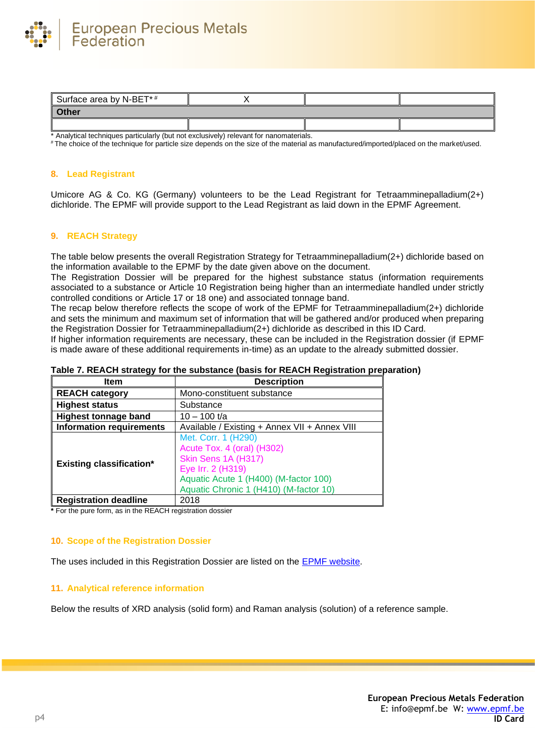| Surface area by N-BET* # | X | | |
|---|---|---|---|
| **Other** | | | |
| | | | |

\* Analytical techniques particularly (but not exclusively) relevant for nanomaterials.
# The choice of the technique for particle size depends on the size of the material as manufactured/imported/placed on the market/used.

## 8. Lead Registrant

Umicore AG & Co. KG (Germany) volunteers to be the Lead Registrant for Tetraamminepalladium(2+) dichloride. The EPMF will provide support to the Lead Registrant as laid down in the EPMF Agreement.

## 9. REACH Strategy

The table below presents the overall Registration Strategy for Tetraamminepalladium(2+) dichloride based on the information available to the EPMF by the date given above on the document.
The Registration Dossier will be prepared for the highest substance status (information requirements associated to a substance or Article 10 Registration being higher than an intermediate handled under strictly controlled conditions or Article 17 or 18 one) and associated tonnage band.
The recap below therefore reflects the scope of work of the EPMF for Tetraamminepalladium(2+) dichloride and sets the minimum and maximum set of information that will be gathered and/or produced when preparing the Registration Dossier for Tetraamminepalladium(2+) dichloride as described in this ID Card.
If higher information requirements are necessary, these can be included in the Registration dossier (if EPMF is made aware of these additional requirements in-time) as an update to the already submitted dossier.

**Table 7. REACH strategy for the substance (basis for REACH Registration preparation)**

| Item | Description |
|---|---|
| **REACH category** | Mono-constituent substance |
| **Highest status** | Substance |
| **Highest tonnage band** | 10 – 100 t/a |
| **Information requirements** | Available / Existing + Annex VII + Annex VIII |
| **Existing classification*** | Met. Corr. 1 (H290)<br>Acute Tox. 4 (oral) (H302)<br>Skin Sens 1A (H317)<br>Eye Irr. 2 (H319)<br>Aquatic Acute 1 (H400) (M-factor 100)<br>Aquatic Chronic 1 (H410) (M-factor 10) |
| **Registration deadline** | 2018 |

**\*** For the pure form, as in the REACH registration dossier

## 10. Scope of the Registration Dossier

The uses included in this Registration Dossier are listed on the EPMF website.

## 11. Analytical reference information

Below the results of XRD analysis (solid form) and Raman analysis (solution) of a reference sample.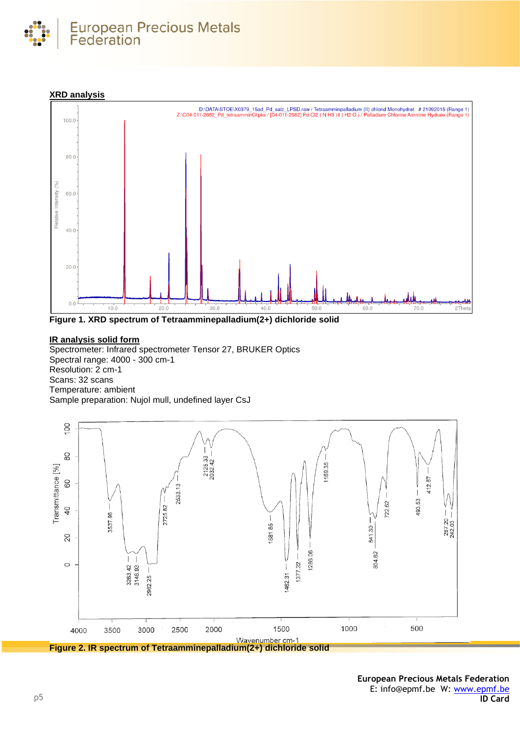## XRD analysis

**Figure 1. XRD spectrum of Tetraamminepalladium(2+) dichloride solid**

## IR analysis solid form

Spectrometer: Infrared spectrometer Tensor 27, BRUKER Optics
Spectral range: 4000 - 300 cm-1
Resolution: 2 cm-1
Scans: 32 scans
Temperature: ambient
Sample preparation: Nujol mull, undefined layer CsJ

**Figure 2. IR spectrum of Tetraamminepalladium(2+) dichloride solid**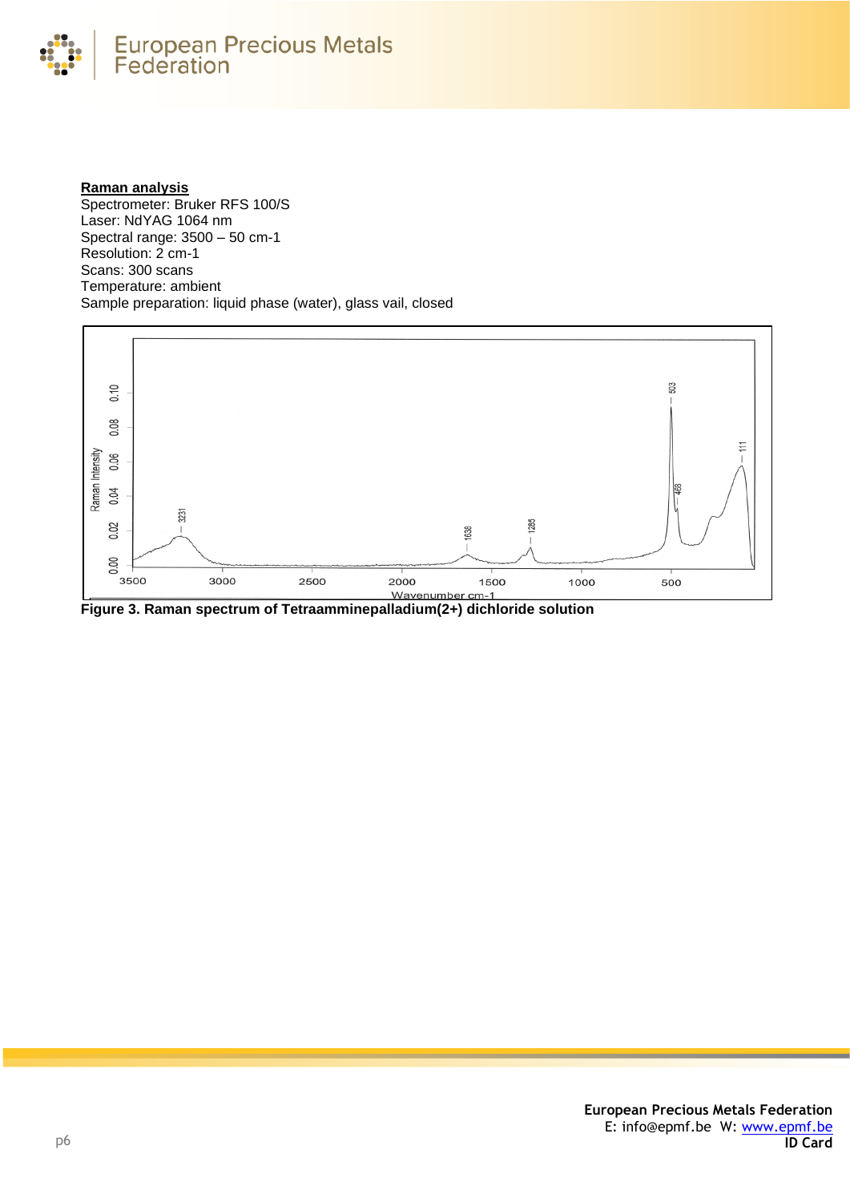**Raman analysis**

Spectrometer: Bruker RFS 100/S
Laser: NdYAG 1064 nm
Spectral range: 3500 – 50 cm-1
Resolution: 2 cm-1
Scans: 300 scans
Temperature: ambient
Sample preparation: liquid phase (water), glass vail, closed

Raman Intensity
0.00
0.02
0.04
0.06
0.08
0.10
3231
1638
1285
503
468
111
3500
3000
2500
2000
1500
1000
500
Wavenumber cm-1

**Figure 3. Raman spectrum of Tetraamminepalladium(2+) dichloride solution**